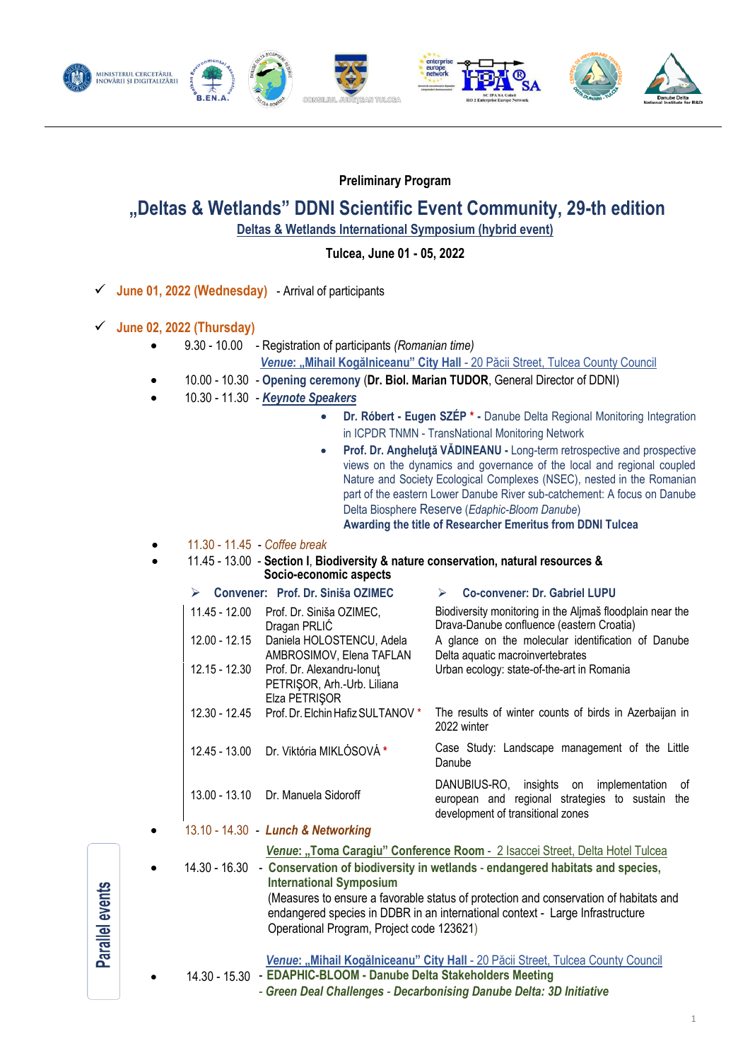**Preliminary Program**

# „Deltas & Wetlands" DDNI Scientific Event Community, 29-th edition

## Deltas & Wetlands International Symposium (hybrid event)

**Tulcea, June 01 - 05, 2022**

- ✓ **June 01, 2022 (Wednesday)** - Arrival of participants

- ✓ **June 02, 2022 (Thursday)**
  - 9.30 - 10.00 - Registration of participants *(Romanian time)*
    *Venue*: **„Mihail Kogălniceanu" City Hall** - 20 Păcii Street, Tulcea County Council
  - 10.00 - 10.30 - **Opening ceremony** (**Dr. Biol. Marian TUDOR**, General Director of DDNI)
  - 10.30 - 11.30 - ***Keynote Speakers***
    - **Dr. Róbert - Eugen SZÉP** * - Danube Delta Regional Monitoring Integration in ICPDR TNMN - TransNational Monitoring Network
    - **Prof. Dr. Angheluţă VĂDINEANU** - Long-term retrospective and prospective views on the dynamics and governance of the local and regional coupled Nature and Society Ecological Complexes (NSEC), nested in the Romanian part of the eastern Lower Danube River sub-catchment: A focus on Danube Delta Biosphere Reserve (*Edaphic-Bloom Danube*)
      **Awarding the title of Researcher Emeritus from DDNI Tulcea**
  - 11.30 - 11.45 - *Coffee break*
  - 11.45 - 13.00 - **Section I**, **Biodiversity & nature conservation, natural resources & Socio-economic aspects**

➢ **Convener: Prof. Dr. Siniša OZIMEC** ➢ **Co-convener: Dr. Gabriel LUPU**

| | | |
|---|---|---|
| 11.45 - 12.00 | Prof. Dr. Siniša OZIMEC, Dragan PRLIĆ | Biodiversity monitoring in the Aljmaš floodplain near the Drava-Danube confluence (eastern Croatia) |
| 12.00 - 12.15 | Daniela HOLOSTENCU, Adela AMBROSIMOV, Elena TAFLAN | A glance on the molecular identification of Danube Delta aquatic macroinvertebrates |
| 12.15 - 12.30 | Prof. Dr. Alexandru-Ionuţ PETRIŞOR, Arh.-Urb. Liliana Elza PETRIŞOR | Urban ecology: state-of-the-art in Romania |
| 12.30 - 12.45 | Prof. Dr. Elchin Hafiz SULTANOV * | The results of winter counts of birds in Azerbaijan in 2022 winter |
| 12.45 - 13.00 | Dr. Viktória MIKLÓSOVÁ * | Case Study: Landscape management of the Little Danube |
| 13.00 - 13.10 | Dr. Manuela Sidoroff | DANUBIUS-RO, insights on implementation of european and regional strategies to sustain the development of transitional zones |

- 13.10 - 14.30 - ***Lunch & Networking***

**Parallel events**

*Venue*: **„Toma Caragiu" Conference Room** - 2 Isaccei Street, Delta Hotel Tulcea

- 14.30 - 16.30 - **Conservation of biodiversity in wetlands - endangered habitats and species, International Symposium**
  (Measures to ensure a favorable status of protection and conservation of habitats and endangered species in DDBR in an international context - Large Infrastructure Operational Program, Project code 123621)

*Venue*: **„Mihail Kogălniceanu" City Hall** - 20 Păcii Street, Tulcea County Council

- 14.30 - 15.30 - **EDAPHIC-BLOOM - Danube Delta Stakeholders Meeting**
  - ***Green Deal Challenges - Decarbonising Danube Delta: 3D Initiative***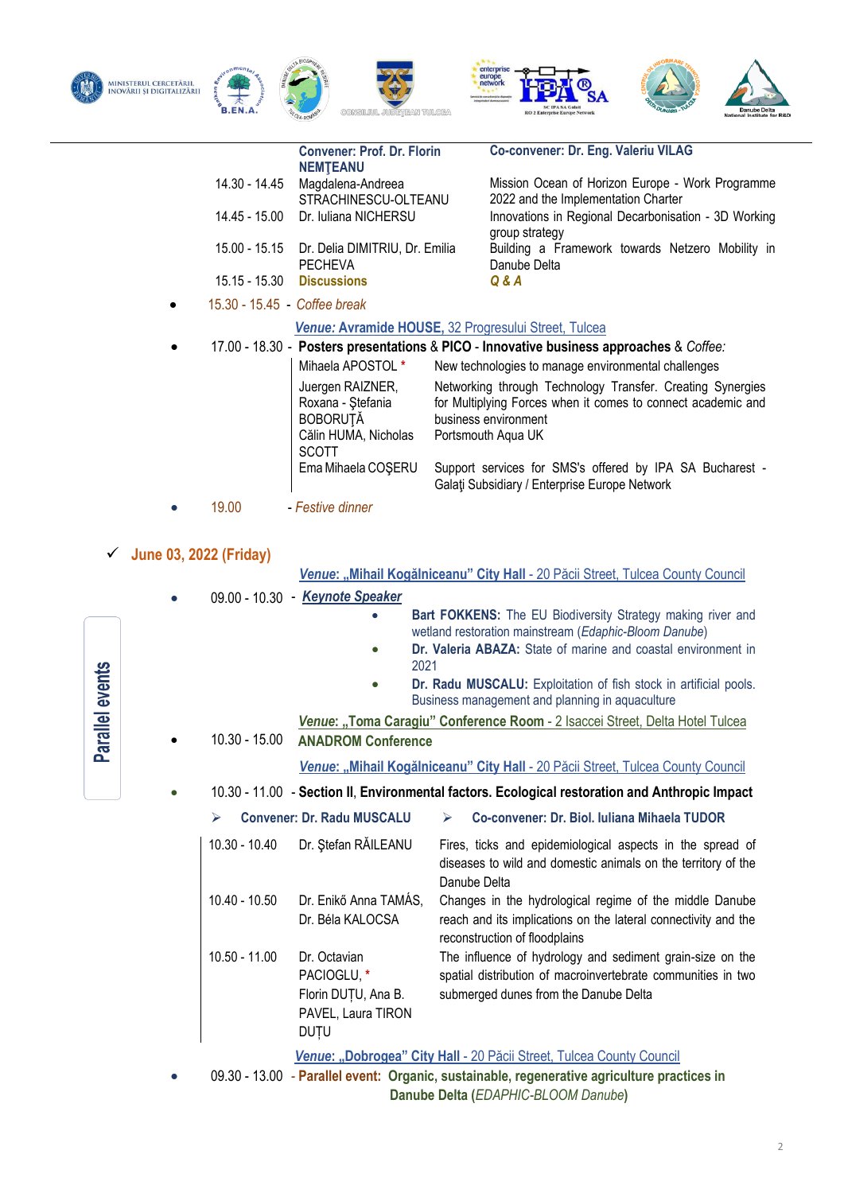| | Convener: Prof. Dr. Florin NEMŢEANU | Co-convener: Dr. Eng. Valeriu VILAG |
|---|---|---|
| 14.30 - 14.45 | Magdalena-Andreea STRACHINESCU-OLTEANU | Mission Ocean of Horizon Europe - Work Programme 2022 and the Implementation Charter |
| 14.45 - 15.00 | Dr. Iuliana NICHERSU | Innovations in Regional Decarbonisation - 3D Working group strategy |
| 15.00 - 15.15 | Dr. Delia DIMITRIU, Dr. Emilia PECHEVA | Building a Framework towards Netzero Mobility in Danube Delta |
| 15.15 - 15.30 | **Discussions** | ***Q & A*** |

- 15.30 - 15.45 - *Coffee break*

*Venue:* **Avramide HOUSE,** 32 Progresului Street, Tulcea

- 17.00 - 18.30 - **Posters presentations & PICO - Innovative business approaches** & *Coffee:*

| | |
|---|---|
| Mihaela APOSTOL * | New technologies to manage environmental challenges |
| Juergen RAIZNER, Roxana - Ştefania BOBORUŢĂ | Networking through Technology Transfer. Creating Synergies for Multiplying Forces when it comes to connect academic and business environment |
| Călin HUMA, Nicholas SCOTT | Portsmouth Aqua UK |
| Ema Mihaela COŞERU | Support services for SMS's offered by IPA SA Bucharest - Galaţi Subsidiary / Enterprise Europe Network |

- 19.00 - *Festive dinner*

## ✓ June 03, 2022 (Friday)

*Venue:* **„Mihail Kogălniceanu" City Hall** - 20 Păcii Street, Tulcea County Council

- 09.00 - 10.30 - ***Keynote Speaker***
  - **Bart FOKKENS:** The EU Biodiversity Strategy making river and wetland restoration mainstream (*Edaphic-Bloom Danube*)
  - **Dr. Valeria ABAZA:** State of marine and coastal environment in 2021
  - **Dr. Radu MUSCALU:** Exploitation of fish stock in artificial pools. Business management and planning in aquaculture

*Venue:* **„Toma Caragiu" Conference Room** - 2 Isaccei Street, Delta Hotel Tulcea

- 10.30 - 15.00 **ANADROM Conference**

**Parallel events**

*Venue:* **„Mihail Kogălniceanu" City Hall** - 20 Păcii Street, Tulcea County Council

- 10.30 - 11.00 - **Section II, Environmental factors. Ecological restoration and Anthropic Impact**

| | ➢ Convener: Dr. Radu MUSCALU | ➢ Co-convener: Dr. Biol. Iuliana Mihaela TUDOR |
|---|---|---|
| 10.30 - 10.40 | Dr. Ştefan RĂILEANU | Fires, ticks and epidemiological aspects in the spread of diseases to wild and domestic animals on the territory of the Danube Delta |
| 10.40 - 10.50 | Dr. Enikő Anna TAMÁS, Dr. Béla KALOCSA | Changes in the hydrological regime of the middle Danube reach and its implications on the lateral connectivity and the reconstruction of floodplains |
| 10.50 - 11.00 | Dr. Octavian PACIOGLU, * Florin DUŢU, Ana B. PAVEL, Laura TIRON DUŢU | The influence of hydrology and sediment grain-size on the spatial distribution of macroinvertebrate communities in two submerged dunes from the Danube Delta |

*Venue:* **„Dobrogea" City Hall** - 20 Păcii Street, Tulcea County Council

- 09.30 - 13.00 - **Parallel event: Organic, sustainable, regenerative agriculture practices in Danube Delta (*EDAPHIC-BLOOM Danube*)**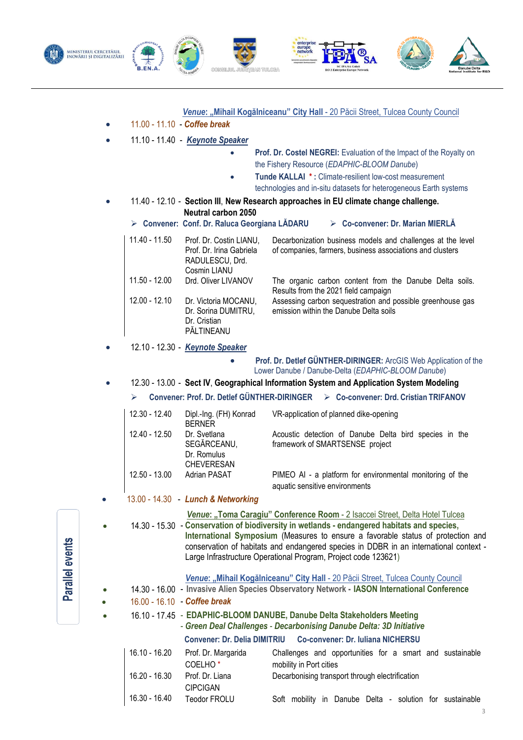*Venue*: **„Mihail Kogălniceanu" City Hall** - 20 Păcii Street, Tulcea County Council

- 11.00 - 11.10 - ***Coffee break***
- 11.10 - 11.40 - ***Keynote Speaker***
  - **Prof. Dr. Costel NEGREI:** Evaluation of the Impact of the Royalty on the Fishery Resource (*EDAPHIC-BLOOM Danube*)
  - **Tunde KALLAI \* :** Climate-resilient low-cost measurement technologies and in-situ datasets for heterogeneous Earth systems
- 11.40 - 12.10 - **Section III**, **New Research approaches in EU climate change challenge. Neutral carbon 2050**
  - **Convener: Conf. Dr. Raluca Georgiana LĂDARU**
  - **Co-convener: Dr. Marian MIERLĂ**

| | | |
|---|---|---|
| 11.40 - 11.50 | Prof. Dr. Costin LIANU, Prof. Dr. Irina Gabriela RADULESCU, Drd. Cosmin LIANU | Decarbonization business models and challenges at the level of companies, farmers, business associations and clusters |
| 11.50 - 12.00 | Drd. Oliver LIVANOV | The organic carbon content from the Danube Delta soils. Results from the 2021 field campaign |
| 12.00 - 12.10 | Dr. Victoria MOCANU, Dr. Sorina DUMITRU, Dr. Cristian PĂLTINEANU | Assessing carbon sequestration and possible greenhouse gas emission within the Danube Delta soils |

- 12.10 - 12.30 - ***Keynote Speaker***
  - **Prof. Dr. Detlef GÜNTHER-DIRINGER:** ArcGIS Web Application of the Lower Danube / Danube-Delta (*EDAPHIC-BLOOM Danube*)
- 12.30 - 13.00 - **Sect IV**, **Geographical Information System and Application System Modeling**
  - **Convener: Prof. Dr. Detlef GÜNTHER-DIRINGER**
  - **Co-convener: Drd. Cristian TRIFANOV**

| | | |
|---|---|---|
| 12.30 - 12.40 | Dipl.-Ing. (FH) Konrad BERNER | VR-application of planned dike-opening |
| 12.40 - 12.50 | Dr. Svetlana SEGĂRCEANU, Dr. Romulus CHEVERESAN | Acoustic detection of Danube Delta bird species in the framework of SMARTSENSE project |
| 12.50 - 13.00 | Adrian PASAT | PIMEO AI - a platform for environmental monitoring of the aquatic sensitive environments |

- 13.00 - 14.30 - ***Lunch & Networking***

## Parallel events

*Venue*: **„Toma Caragiu" Conference Room** - 2 Isaccei Street, Delta Hotel Tulcea

- 14.30 - 15.30 - **Conservation of biodiversity in wetlands - endangered habitats and species, International Symposium** (Measures to ensure a favorable status of protection and conservation of habitats and endangered species in DDBR in an international context - Large Infrastructure Operational Program, Project code 123621)

*Venue*: **„Mihail Kogălniceanu" City Hall** - 20 Păcii Street, Tulcea County Council

- 14.30 - 16.00 - **Invasive Alien Species Observatory Network - IASON International Conference**
- 16.00 - 16.10 - ***Coffee break***
- 16.10 - 17.45 - **EDAPHIC-BLOOM DANUBE, Danube Delta Stakeholders Meeting**
  - ***Green Deal Challenges - Decarbonising Danube Delta: 3D Initiative***

**Convener: Dr. Delia DIMITRIU** **Co-convener: Dr. Iuliana NICHERSU**

| | | |
|---|---|---|
| 16.10 - 16.20 | Prof. Dr. Margarida COELHO \* | Challenges and opportunities for a smart and sustainable mobility in Port cities |
| 16.20 - 16.30 | Prof. Dr. Liana CIPCIGAN | Decarbonising transport through electrification |
| 16.30 - 16.40 | Teodor FROLU | Soft mobility in Danube Delta - solution for sustainable |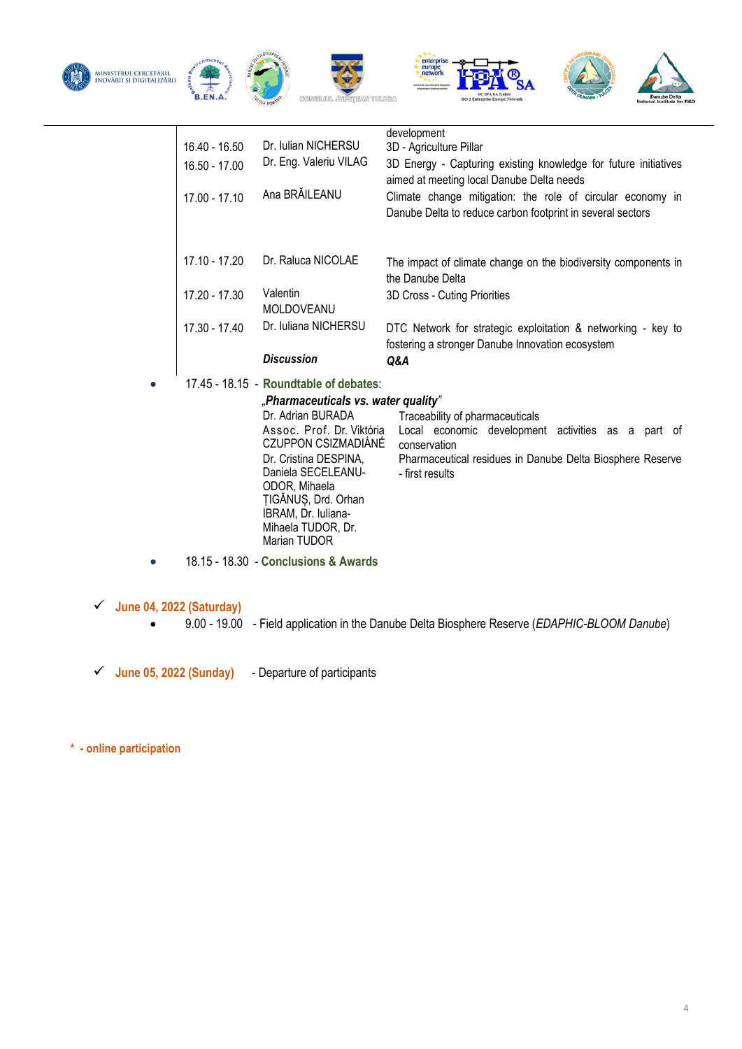| | | |
|---|---|---|
| | | development |
| 16.40 - 16.50 | Dr. Iulian NICHERSU | 3D - Agriculture Pillar |
| 16.50 - 17.00 | Dr. Eng. Valeriu VILAG | 3D Energy - Capturing existing knowledge for future initiatives aimed at meeting local Danube Delta needs |
| 17.00 - 17.10 | Ana BRĂILEANU | Climate change mitigation: the role of circular economy in Danube Delta to reduce carbon footprint in several sectors |
| 17.10 - 17.20 | Dr. Raluca NICOLAE | The impact of climate change on the biodiversity components in the Danube Delta |
| 17.20 - 17.30 | Valentin MOLDOVEANU | 3D Cross - Cuting Priorities |
| 17.30 - 17.40 | Dr. Iuliana NICHERSU | DTC Network for strategic exploitation & networking - key to fostering a stronger Danube Innovation ecosystem |
| | ***Discussion*** | ***Q&A*** |

- 17.45 - 18.15 - **Roundtable of debates**:

  ***„Pharmaceuticals vs. water quality"***

| | |
|---|---|
| Dr. Adrian BURADA | Traceability of pharmaceuticals |
| Assoc. Prof. Dr. Viktória CZUPPON CSIZMADIÁNÉ | Local economic development activities as a part of conservation |
| Dr. Cristina DESPINA, Daniela SECELEANU-ODOR, Mihaela ȚIGĂNUȘ, Drd. Orhan IBRAM, Dr. Iuliana-Mihaela TUDOR, Dr. Marian TUDOR | Pharmaceutical residues in Danube Delta Biosphere Reserve - first results |

- 18.15 - 18.30 - **Conclusions & Awards**

✓ **June 04, 2022 (Saturday)**

- 9.00 - 19.00 - Field application in the Danube Delta Biosphere Reserve (*EDAPHIC-BLOOM Danube*)

✓ **June 05, 2022 (Sunday)** - Departure of participants

**\* - online participation**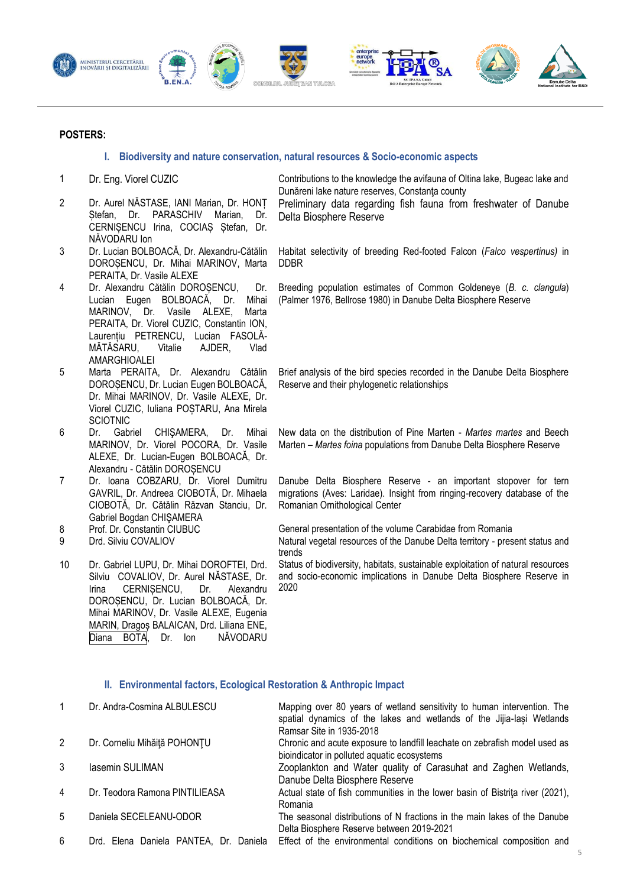**POSTERS:**

## I. Biodiversity and nature conservation, natural resources & Socio-economic aspects

| | | |
|---|---|---|
| 1 | Dr. Eng. Viorel CUZIC | Contributions to the knowledge the avifauna of Oltina lake, Bugeac lake and Dunăreni lake nature reserves, Constanța county |
| 2 | Dr. Aurel NĂSTASE, IANI Marian, Dr. HONȚ Ștefan, Dr. PARASCHIV Marian, Dr. CERNIȘENCU Irina, COCIAȘ Ștefan, Dr. NĂVODARU Ion | Preliminary data regarding fish fauna from freshwater of Danube Delta Biosphere Reserve |
| 3 | Dr. Lucian BOLBOACĂ, Dr. Alexandru-Cătălin DOROȘENCU, Dr. Mihai MARINOV, Marta PERAITA, Dr. Vasile ALEXE | Habitat selectivity of breeding Red-footed Falcon (*Falco vespertinus)* in DDBR |
| 4 | Dr. Alexandru Cătălin DOROȘENCU, Dr. Lucian Eugen BOLBOACĂ, Dr. Mihai MARINOV, Dr. Vasile ALEXE, Marta PERAITA, Dr. Viorel CUZIC, Constantin ION, Laurențiu PETRENCU, Lucian FASOLĂ-MĂTĂSARU, Vitalie AJDER, Vlad AMARGHIOALEI | Breeding population estimates of Common Goldeneye (*B. c. clangula*) (Palmer 1976, Bellrose 1980) in Danube Delta Biosphere Reserve |
| 5 | Marta PERAITA, Dr. Alexandru Cătălin DOROȘENCU, Dr. Lucian Eugen BOLBOACĂ, Dr. Mihai MARINOV, Dr. Vasile ALEXE, Dr. Viorel CUZIC, Iuliana POȘTARU, Ana Mirela SCIOTNIC | Brief analysis of the bird species recorded in the Danube Delta Biosphere Reserve and their phylogenetic relationships |
| 6 | Dr. Gabriel CHIȘAMERA, Dr. Mihai MARINOV, Dr. Viorel POCORA, Dr. Vasile ALEXE, Dr. Lucian-Eugen BOLBOACĂ, Dr. Alexandru - Cătălin DOROȘENCU | New data on the distribution of Pine Marten - *Martes martes* and Beech Marten – *Martes foina* populations from Danube Delta Biosphere Reserve |
| 7 | Dr. Ioana COBZARU, Dr. Viorel Dumitru GAVRIL, Dr. Andreea CIOBOTĂ, Dr. Mihaela CIOBOTĂ, Dr. Cătălin Răzvan Stanciu, Dr. Gabriel Bogdan CHIȘAMERA | Danube Delta Biosphere Reserve - an important stopover for tern migrations (Aves: Laridae). Insight from ringing-recovery database of the Romanian Ornithological Center |
| 8 | Prof. Dr. Constantin CIUBUC | General presentation of the volume Carabidae from Romania |
| 9 | Drd. Silviu COVALIOV | Natural vegetal resources of the Danube Delta territory - present status and trends |
| 10 | Dr. Gabriel LUPU, Dr. Mihai DOROFTEI, Drd. Silviu COVALIOV, Dr. Aurel NĂSTASE, Dr. Irina CERNIȘENCU, Dr. Alexandru DOROȘENCU, Dr. Lucian BOLBOACĂ, Dr. Mihai MARINOV, Dr. Vasile ALEXE, Eugenia MARIN, Dragoș BALAICAN, Drd. Liliana ENE, Diana BOTA, Dr. Ion NĂVODARU | Status of biodiversity, habitats, sustainable exploitation of natural resources and socio-economic implications in Danube Delta Biosphere Reserve in 2020 |

## II. Environmental factors, Ecological Restoration & Anthropic Impact

| | | |
|---|---|---|
| 1 | Dr. Andra-Cosmina ALBULESCU | Mapping over 80 years of wetland sensitivity to human intervention. The spatial dynamics of the lakes and wetlands of the Jijia-Iași Wetlands Ramsar Site in 1935-2018 |
| 2 | Dr. Corneliu Mihăiță POHONȚU | Chronic and acute exposure to landfill leachate on zebrafish model used as bioindicator in polluted aquatic ecosystems |
| 3 | Iasemin SULIMAN | Zooplankton and Water quality of Carasuhat and Zaghen Wetlands, Danube Delta Biosphere Reserve |
| 4 | Dr. Teodora Ramona PINTILIEASA | Actual state of fish communities in the lower basin of Bistrița river (2021), Romania |
| 5 | Daniela SECELEANU-ODOR | The seasonal distributions of N fractions in the main lakes of the Danube Delta Biosphere Reserve between 2019-2021 |
| 6 | Drd. Elena Daniela PANTEA, Dr. Daniela | Effect of the environmental conditions on biochemical composition and |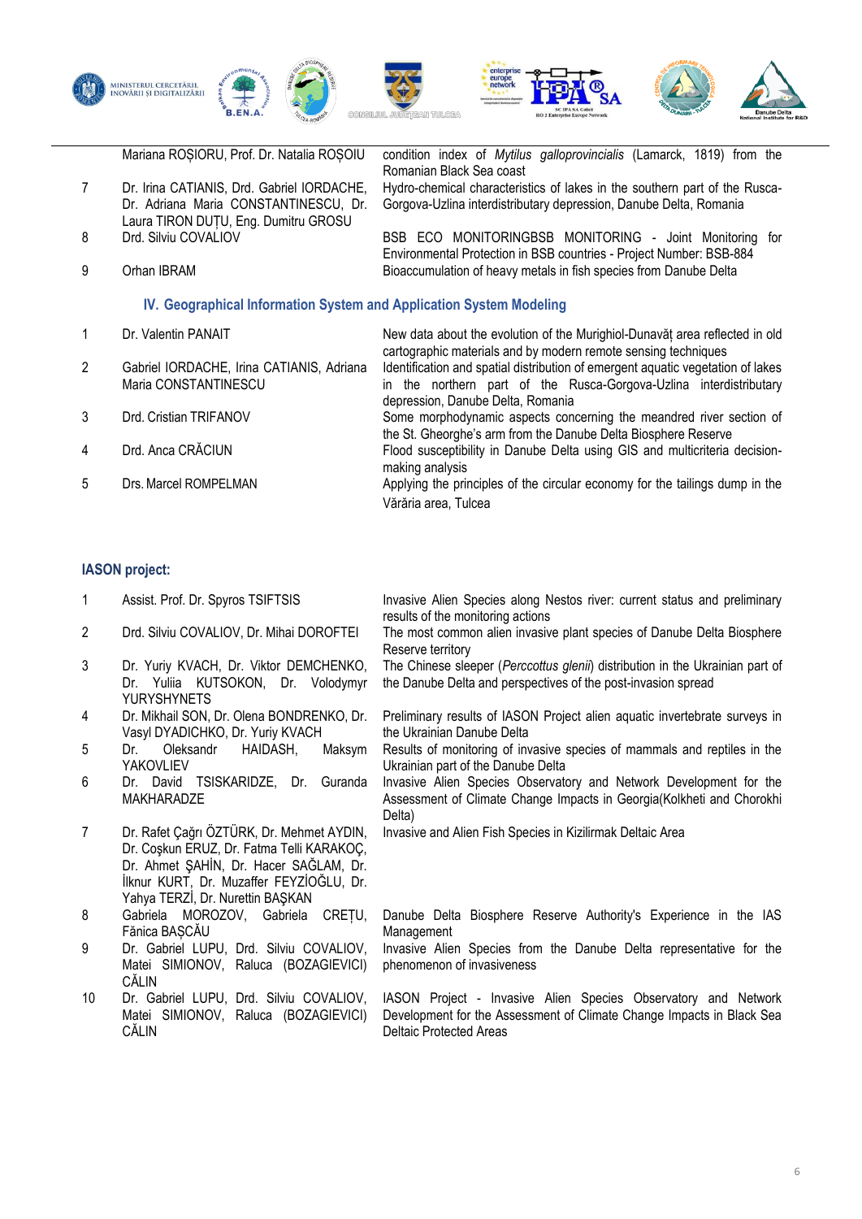| | | |
|---|---|---|
| | Mariana ROȘIORU, Prof. Dr. Natalia ROȘOIU | condition index of *Mytilus galloprovincialis* (Lamarck, 1819) from the Romanian Black Sea coast |
| 7 | Dr. Irina CATIANIS, Drd. Gabriel IORDACHE, Dr. Adriana Maria CONSTANTINESCU, Dr. Laura TIRON DUȚU, Eng. Dumitru GROSU | Hydro-chemical characteristics of lakes in the southern part of the Rusca-Gorgova-Uzlina interdistributary depression, Danube Delta, Romania |
| 8 | Drd. Silviu COVALIOV | BSB ECO MONITORINGBSB MONITORING - Joint Monitoring for Environmental Protection in BSB countries - Project Number: BSB-884 |
| 9 | Orhan IBRAM | Bioaccumulation of heavy metals in fish species from Danube Delta |

## IV. Geographical Information System and Application System Modeling

| | | |
|---|---|---|
| 1 | Dr. Valentin PANAIT | New data about the evolution of the Murighiol-Dunavăț area reflected in old cartographic materials and by modern remote sensing techniques |
| 2 | Gabriel IORDACHE, Irina CATIANIS, Adriana Maria CONSTANTINESCU | Identification and spatial distribution of emergent aquatic vegetation of lakes in the northern part of the Rusca-Gorgova-Uzlina interdistributary depression, Danube Delta, Romania |
| 3 | Drd. Cristian TRIFANOV | Some morphodynamic aspects concerning the meandred river section of the St. Gheorghe's arm from the Danube Delta Biosphere Reserve |
| 4 | Drd. Anca CRĂCIUN | Flood susceptibility in Danube Delta using GIS and multicriteria decision-making analysis |
| 5 | Drs. Marcel ROMPELMAN | Applying the principles of the circular economy for the tailings dump in the Vărăria area, Tulcea |

## IASON project:

| | | |
|---|---|---|
| 1 | Assist. Prof. Dr. Spyros TSIFTSIS | Invasive Alien Species along Nestos river: current status and preliminary results of the monitoring actions |
| 2 | Drd. Silviu COVALIOV, Dr. Mihai DOROFTEI | The most common alien invasive plant species of Danube Delta Biosphere Reserve territory |
| 3 | Dr. Yuriy KVACH, Dr. Viktor DEMCHENKO, Dr. Yuliia KUTSOKON, Dr. Volodymyr YURYSHYNETS | The Chinese sleeper (*Perccottus glenii*) distribution in the Ukrainian part of the Danube Delta and perspectives of the post-invasion spread |
| 4 | Dr. Mikhail SON, Dr. Olena BONDRENKO, Dr. Vasyl DYADICHKO, Dr. Yuriy KVACH | Preliminary results of IASON Project alien aquatic invertebrate surveys in the Ukrainian Danube Delta |
| 5 | Dr. Oleksandr HAIDASH, Maksym YAKOVLIEV | Results of monitoring of invasive species of mammals and reptiles in the Ukrainian part of the Danube Delta |
| 6 | Dr. David TSISKARIDZE, Dr. Guranda MAKHARADZE | Invasive Alien Species Observatory and Network Development for the Assessment of Climate Change Impacts in Georgia(Kolkheti and Chorokhi Delta) |
| 7 | Dr. Rafet Çağrı ÖZTÜRK, Dr. Mehmet AYDIN, Dr. Coşkun ERUZ, Dr. Fatma Telli KARAKOÇ, Dr. Ahmet ŞAHİN, Dr. Hacer SAĞLAM, Dr. İlknur KURT, Dr. Muzaffer FEYZİOĞLU, Dr. Yahya TERZİ, Dr. Nurettin BAŞKAN | Invasive and Alien Fish Species in Kizilirmak Deltaic Area |
| 8 | Gabriela MOROZOV, Gabriela CREȚU, Fănica BAȘCĂU | Danube Delta Biosphere Reserve Authority's Experience in the IAS Management |
| 9 | Dr. Gabriel LUPU, Drd. Silviu COVALIOV, Matei SIMIONOV, Raluca (BOZAGIEVICI) CĂLIN | Invasive Alien Species from the Danube Delta representative for the phenomenon of invasiveness |
| 10 | Dr. Gabriel LUPU, Drd. Silviu COVALIOV, Matei SIMIONOV, Raluca (BOZAGIEVICI) CĂLIN | IASON Project - Invasive Alien Species Observatory and Network Development for the Assessment of Climate Change Impacts in Black Sea Deltaic Protected Areas |